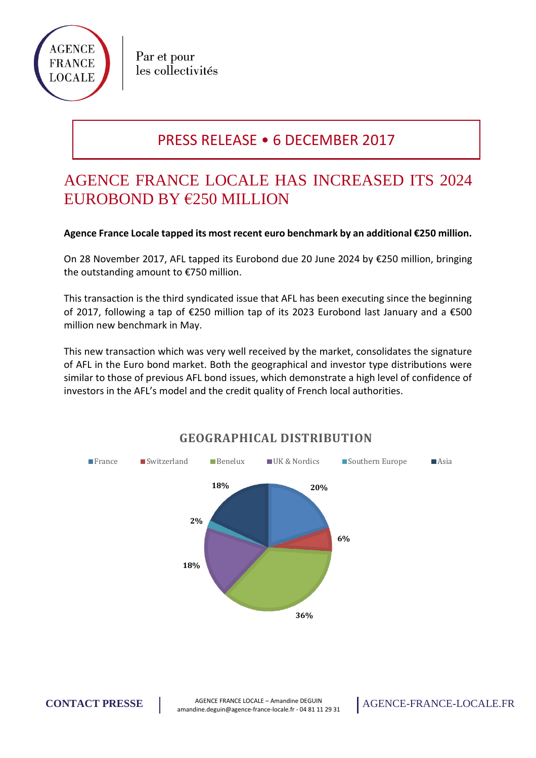AGENCE FRANCE LOCALE

Par et pour les collectivités

PRESS RELEASE • 6 DECEMBER 2017

# AGENCE FRANCE LOCALE HAS INCREASED ITS 2024 EUROBOND BY €250 MILLION

**Agence France Locale tapped its most recent euro benchmark by an additional €250 million.**

On 28 November 2017, AFL tapped its Eurobond due 20 June 2024 by €250 million, bringing the outstanding amount to €750 million.

This transaction is the third syndicated issue that AFL has been executing since the beginning of 2017, following a tap of €250 million tap of its 2023 Eurobond last January and a €500 million new benchmark in May.

This new transaction which was very well received by the market, consolidates the signature of AFL in the Euro bond market. Both the geographical and investor type distributions were similar to those of previous AFL bond issues, which demonstrate a high level of confidence of investors in the AFL's model and the credit quality of French local authorities.

## GEOGRAPHICAL DISTRIBUTION

| Region | Share |
|---|---|
| France | 20% |
| Switzerland | 6% |
| Benelux | 36% |
| UK & Nordics | 18% |
| Southern Europe | 2% |
| Asia | 18% |

**CONTACT PRESSE** | AGENCE FRANCE LOCALE – Amandine DEGUIN
amandine.deguin@agence-france-locale.fr - 04 81 11 29 31 | AGENCE-FRANCE-LOCALE.FR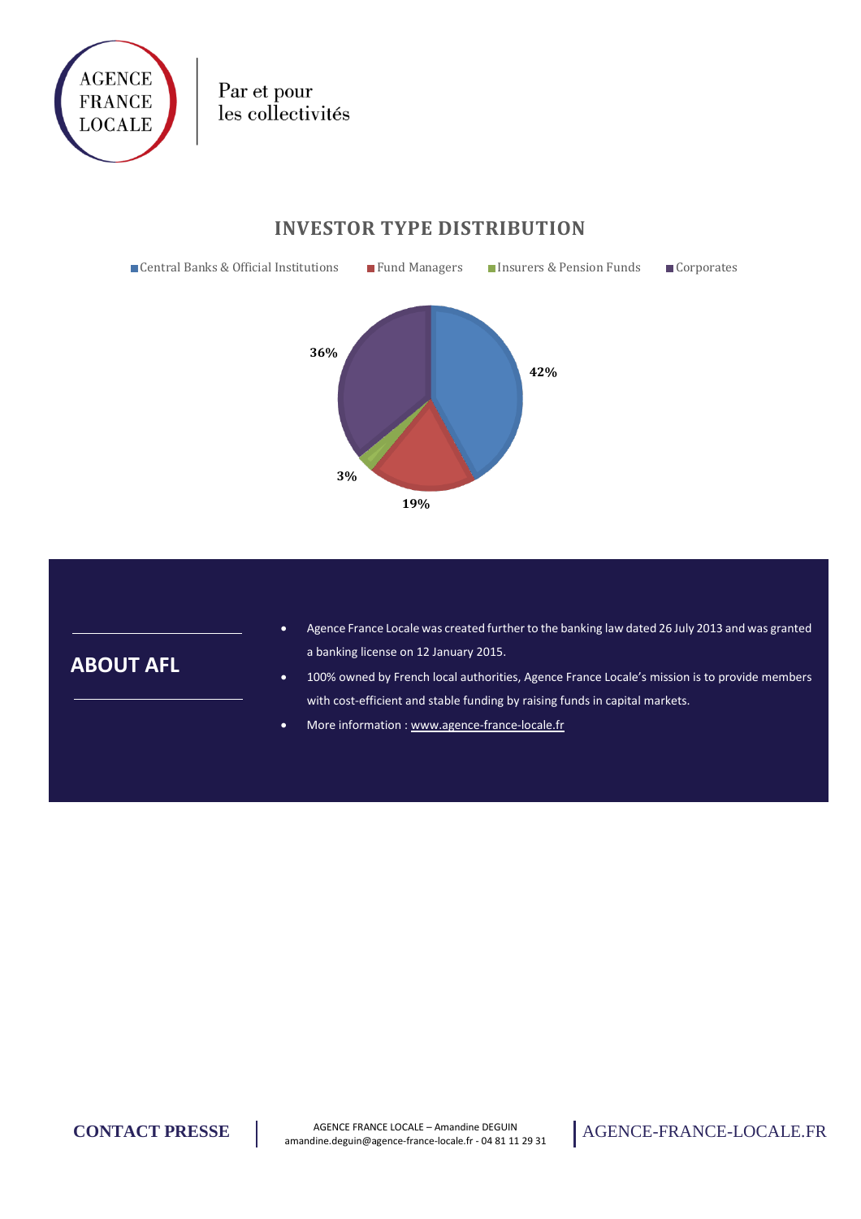AGENCE FRANCE LOCALE

Par et pour les collectivités

## INVESTOR TYPE DISTRIBUTION

Central Banks & Official Institutions
Fund Managers
Insurers & Pension Funds
Corporates

36%
42%
3%
19%

## ABOUT AFL

- Agence France Locale was created further to the banking law dated 26 July 2013 and was granted a banking license on 12 January 2015.
- 100% owned by French local authorities, Agence France Locale's mission is to provide members with cost-efficient and stable funding by raising funds in capital markets.
- More information : www.agence-france-locale.fr

**CONTACT PRESSE**

AGENCE FRANCE LOCALE – Amandine DEGUIN
amandine.deguin@agence-france-locale.fr - 04 81 11 29 31

AGENCE-FRANCE-LOCALE.FR